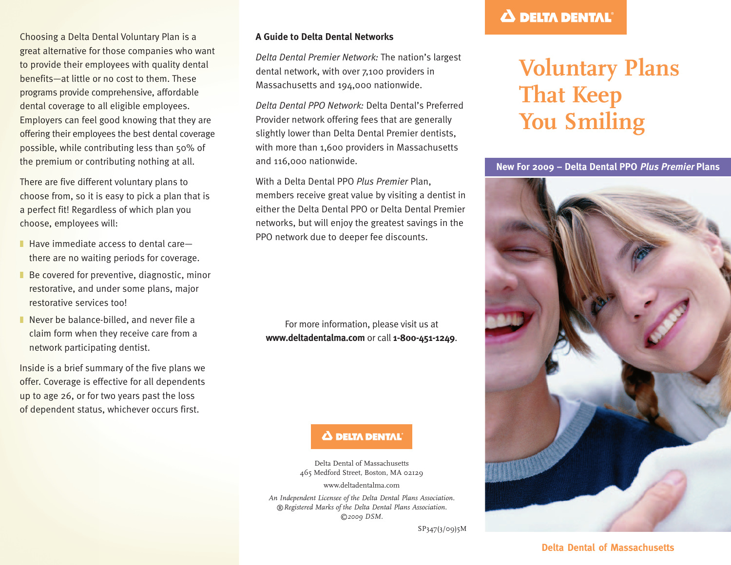Choosing a Delta Dental Voluntary Plan is a great alternative for those companies who want to provide their employees with quality dental benefits—at little or no cost to them. These programs provide comprehensive, affordable dental coverage to all eligible employees. Employers can feel good knowing that they are offering their employees the best dental coverage possible, while contributing less than 50% of the premium or contributing nothing at all.

There are five different voluntary plans to choose from, so it is easy to pick a plan that is a perfect fit! Regardless of which plan you choose, employees will:

- Have immediate access to dental care—there are no waiting periods for coverage.
- Be covered for preventive, diagnostic, minor restorative, and under some plans, major restorative services too!
- Never be balance-billed, and never file a claim form when they receive care from a network participating dentist.

Inside is a brief summary of the five plans we offer. Coverage is effective for all dependents up to age 26, or for two years past the loss of dependent status, whichever occurs first.

**A Guide to Delta Dental Networks**

*Delta Dental Premier Network:* The nation's largest dental network, with over 7,100 providers in Massachusetts and 194,000 nationwide.

*Delta Dental PPO Network:* Delta Dental's Preferred Provider network offering fees that are generally slightly lower than Delta Dental Premier dentists, with more than 1,600 providers in Massachusetts and 116,000 nationwide.

With a Delta Dental PPO *Plus Premier* Plan, members receive great value by visiting a dentist in either the Delta Dental PPO or Delta Dental Premier networks, but will enjoy the greatest savings in the PPO network due to deeper fee discounts.

For more information, please visit us at **www.deltadentalma.com** or call **1-800-451-1249**.

DELTA DENTAL

Delta Dental of Massachusetts
465 Medford Street, Boston, MA 02129

www.deltadentalma.com

*An Independent Licensee of the Delta Dental Plans Association.*
*® Registered Marks of the Delta Dental Plans Association.*
*©2009 DSM.*

SP347(3/09)5M

DELTA DENTAL

# Voluntary Plans That Keep You Smiling

**New For 2009 – Delta Dental PPO *Plus Premier* Plans**

**Delta Dental of Massachusetts**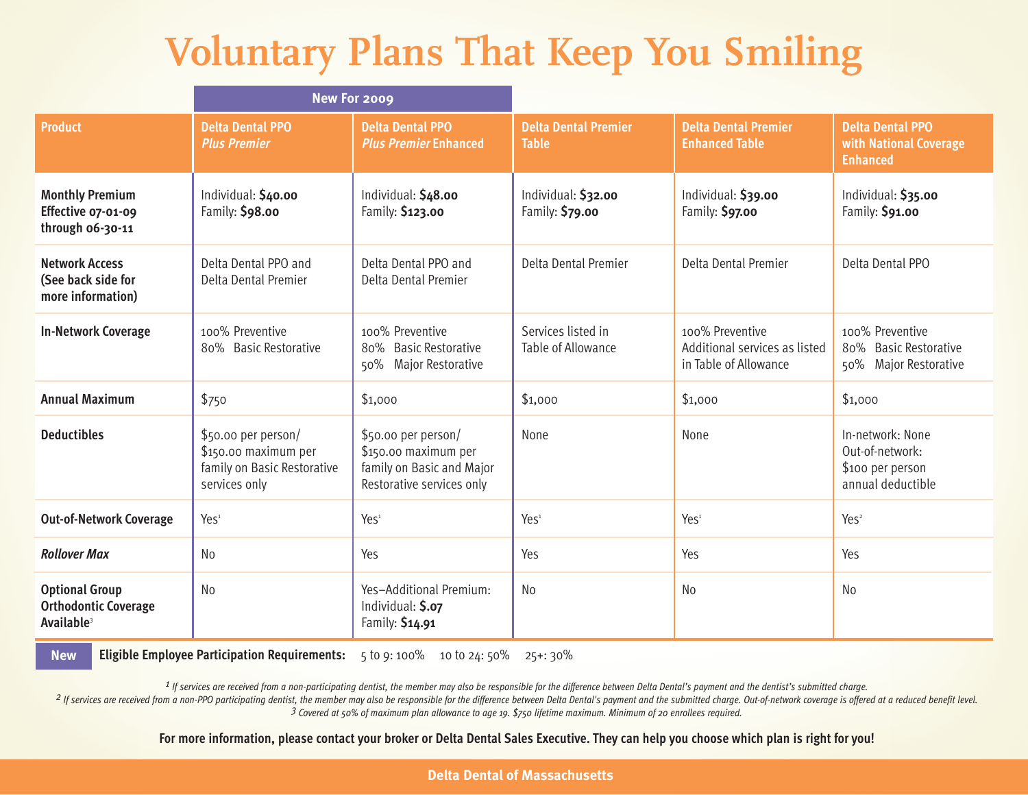# Voluntary Plans That Keep You Smiling

| | New For 2009 | | | | |
|---|---|---|---|---|---|
| **Product** | **Delta Dental PPO *Plus Premier*** | **Delta Dental PPO *Plus Premier* Enhanced** | **Delta Dental Premier Table** | **Delta Dental Premier Enhanced Table** | **Delta Dental PPO with National Coverage Enhanced** |
| **Monthly Premium Effective 07-01-09 through 06-30-11** | Individual: **$40.00**<br>Family: **$98.00** | Individual: **$48.00**<br>Family: **$123.00** | Individual: **$32.00**<br>Family: **$79.00** | Individual: **$39.00**<br>Family: **$97.00** | Individual: **$35.00**<br>Family: **$91.00** |
| **Network Access (See back side for more information)** | Delta Dental PPO and Delta Dental Premier | Delta Dental PPO and Delta Dental Premier | Delta Dental Premier | Delta Dental Premier | Delta Dental PPO |
| **In-Network Coverage** | 100% Preventive<br>80% Basic Restorative | 100% Preventive<br>80% Basic Restorative<br>50% Major Restorative | Services listed in Table of Allowance | 100% Preventive<br>Additional services as listed in Table of Allowance | 100% Preventive<br>80% Basic Restorative<br>50% Major Restorative |
| **Annual Maximum** | $750 | $1,000 | $1,000 | $1,000 | $1,000 |
| **Deductibles** | $50.00 per person/ $150.00 maximum per family on Basic Restorative services only | $50.00 per person/ $150.00 maximum per family on Basic and Major Restorative services only | None | None | In-network: None<br>Out-of-network: $100 per person annual deductible |
| **Out-of-Network Coverage** | Yes[1] | Yes[1] | Yes[1] | Yes[1] | Yes[2] |
| ***Rollover Max*** | No | Yes | Yes | Yes | Yes |
| **Optional Group Orthodontic Coverage Available**[3] | No | Yes–Additional Premium:<br>Individual: **$.07**<br>Family: **$14.91** | No | No | No |

**New** **Eligible Employee Participation Requirements:** 5 to 9: 100% 10 to 24: 50% 25+: 30%

*[1] If services are received from a non-participating dentist, the member may also be responsible for the difference between Delta Dental's payment and the dentist's submitted charge.*

*[2] If services are received from a non-PPO participating dentist, the member may also be responsible for the difference between Delta Dental's payment and the submitted charge. Out-of-network coverage is offered at a reduced benefit level.*

*[3] Covered at 50% of maximum plan allowance to age 19. $750 lifetime maximum. Minimum of 20 enrollees required.*

**For more information, please contact your broker or Delta Dental Sales Executive. They can help you choose which plan is right for you!**

**Delta Dental of Massachusetts**